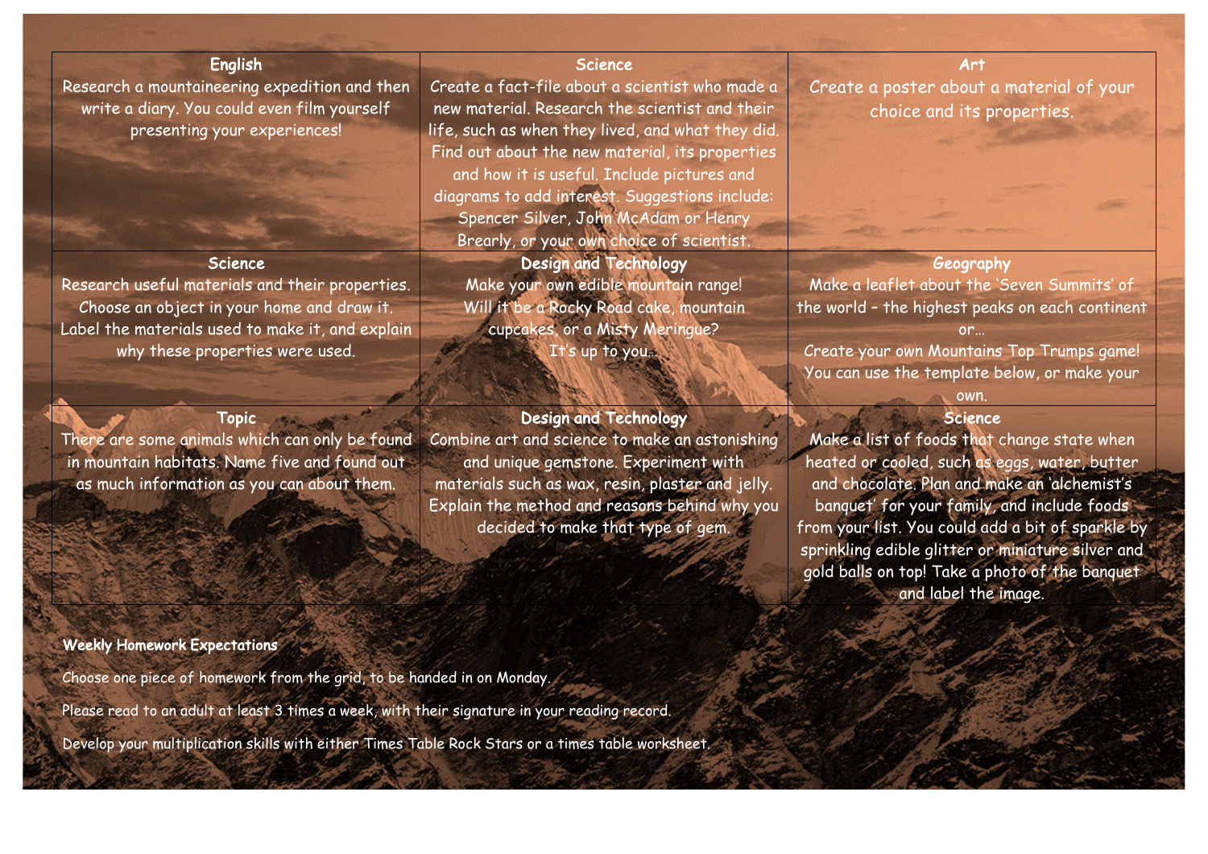| English | Science | Art |
| --- | --- | --- |
| Research a mountaineering expedition and then write a diary. You could even film yourself presenting your experiences! | Create a fact-file about a scientist who made a new material. Research the scientist and their life, such as when they lived, and what they did. Find out about the new material, its properties and how it is useful. Include pictures and diagrams to add interest. Suggestions include: Spencer Silver, John McAdam or Henry Brearly, or your own choice of scientist. | Create a poster about a material of your choice and its properties. |
| **Science** | **Design and Technology** | **Geography** |
| Research useful materials and their properties. Choose an object in your home and draw it. Label the materials used to make it, and explain why these properties were used. | Make your own edible mountain range! Will it be a Rocky Road cake, mountain cupcakes, or a Misty Meringue? It's up to you… | Make a leaflet about the 'Seven Summits' of the world – the highest peaks on each continent or… Create your own Mountains Top Trumps game! You can use the template below, or make your own. |
| **Topic** | **Design and Technology** | **Science** |
| There are some animals which can only be found in mountain habitats. Name five and found out as much information as you can about them. | Combine art and science to make an astonishing and unique gemstone. Experiment with materials such as wax, resin, plaster and jelly. Explain the method and reasons behind why you decided to make that type of gem. | Make a list of foods that change state when heated or cooled, such as eggs, water, butter and chocolate. Plan and make an 'alchemist's banquet' for your family, and include foods from your list. You could add a bit of sparkle by sprinkling edible glitter or miniature silver and gold balls on top! Take a photo of the banquet and label the image. |

**Weekly Homework Expectations**

Choose one piece of homework from the grid, to be handed in on Monday.

Please read to an adult at least 3 times a week, with their signature in your reading record.

Develop your multiplication skills with either Times Table Rock Stars or a times table worksheet.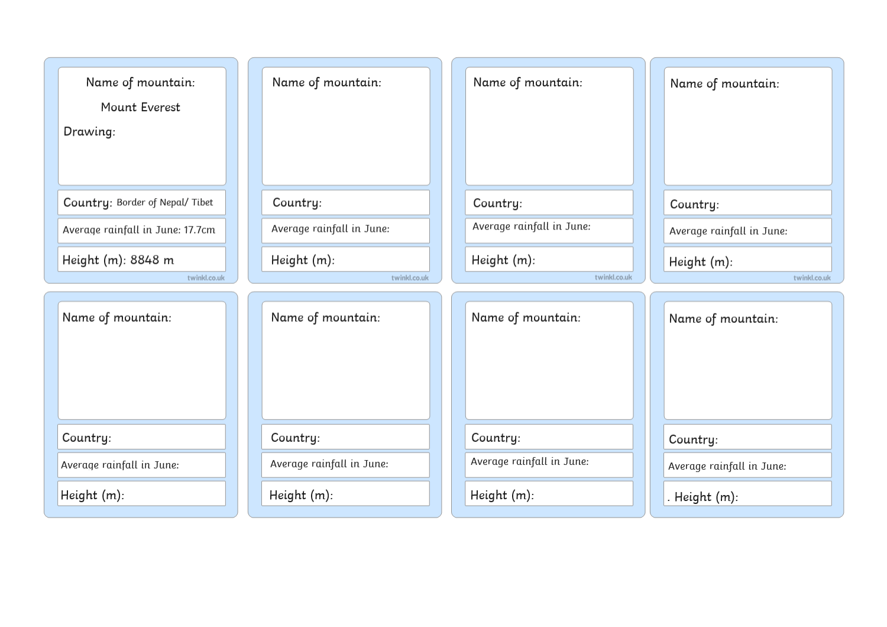Name of mountain:

Mount Everest

Drawing:

Country: Border of Nepal/ Tibet

Average rainfall in June: 17.7cm

Height (m): 8848 m

twinkl.co.uk

Name of mountain:

Country:

Average rainfall in June:

Height (m):

twinkl.co.uk

Name of mountain:

Country:

Average rainfall in June:

Height (m):

twinkl.co.uk

Name of mountain:

Country:

Average rainfall in June:

Height (m):

twinkl.co.uk

Name of mountain:

Country:

Average rainfall in June:

Height (m):

Name of mountain:

Country:

Average rainfall in June:

Height (m):

Name of mountain:

Country:

Average rainfall in June:

Height (m):

Name of mountain:

Country:

Average rainfall in June:

. Height (m):